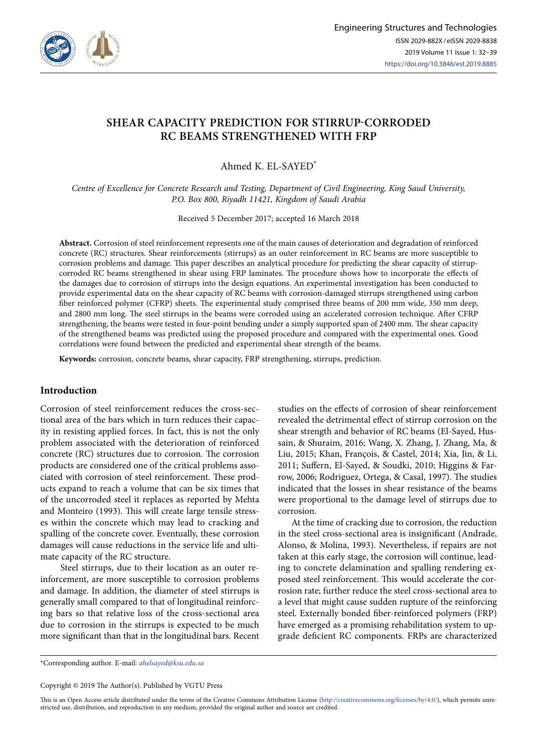# SHEAR CAPACITY PREDICTION FOR STIRRUP-CORRODED RC BEAMS STRENGTHENED WITH FRP

Ahmed K. EL-SAYED*

*Centre of Excellence for Concrete Research and Testing, Department of Civil Engineering, King Saud University, P.O. Box 800, Riyadh 11421, Kingdom of Saudi Arabia*

Received 5 December 2017; accepted 16 March 2018

**Abstract.** Corrosion of steel reinforcement represents one of the main causes of deterioration and degradation of reinforced concrete (RC) structures. Shear reinforcements (stirrups) as an outer reinforcement in RC beams are more susceptible to corrosion problems and damage. This paper describes an analytical procedure for predicting the shear capacity of stirrup-corroded RC beams strengthened in shear using FRP laminates. The procedure shows how to incorporate the effects of the damages due to corrosion of stirrups into the design equations. An experimental investigation has been conducted to provide experimental data on the shear capacity of RC beams with corrosion-damaged stirrups strengthened using carbon fiber reinforced polymer (CFRP) sheets. The experimental study comprised three beams of 200 mm wide, 350 mm deep, and 2800 mm long. The steel stirrups in the beams were corroded using an accelerated corrosion technique. After CFRP strengthening, the beams were tested in four-point bending under a simply supported span of 2400 mm. The shear capacity of the strengthened beams was predicted using the proposed procedure and compared with the experimental ones. Good correlations were found between the predicted and experimental shear strength of the beams.

**Keywords:** corrosion, concrete beams, shear capacity, FRP strengthening, stirrups, prediction.

## Introduction

Corrosion of steel reinforcement reduces the cross-sectional area of the bars which in turn reduces their capacity in resisting applied forces. In fact, this is not the only problem associated with the deterioration of reinforced concrete (RC) structures due to corrosion. The corrosion products are considered one of the critical problems associated with corrosion of steel reinforcement. These products expand to reach a volume that can be six times that of the uncorroded steel it replaces as reported by Mehta and Monteiro (1993). This will create large tensile stresses within the concrete which may lead to cracking and spalling of the concrete cover. Eventually, these corrosion damages will cause reductions in the service life and ultimate capacity of the RC structure.

Steel stirrups, due to their location as an outer reinforcement, are more susceptible to corrosion problems and damage. In addition, the diameter of steel stirrups is generally small compared to that of longitudinal reinforcing bars so that relative loss of the cross-sectional area due to corrosion in the stirrups is expected to be much more significant than that in the longitudinal bars. Recent studies on the effects of corrosion of shear reinforcement revealed the detrimental effect of stirrup corrosion on the shear strength and behavior of RC beams (El-Sayed, Hussain, & Shuraim, 2016; Wang, X. Zhang, J. Zhang, Ma, & Liu, 2015; Khan, François, & Castel, 2014; Xia, Jin, & Li, 2011; Suffern, El-Sayed, & Soudki, 2010; Higgins & Farrow, 2006; Rodriguez, Ortega, & Casal, 1997). The studies indicated that the losses in shear resistance of the beams were proportional to the damage level of stirrups due to corrosion.

At the time of cracking due to corrosion, the reduction in the steel cross-sectional area is insignificant (Andrade, Alonso, & Molina, 1993). Nevertheless, if repairs are not taken at this early stage, the corrosion will continue, leading to concrete delamination and spalling rendering exposed steel reinforcement. This would accelerate the corrosion rate; further reduce the steel cross-sectional area to a level that might cause sudden rupture of the reinforcing steel. Externally bonded fiber-reinforced polymers (FRP) have emerged as a promising rehabilitation system to upgrade deficient RC components. FRPs are characterized

*Corresponding author. E-mail: *ahelsayed@ksu.edu.sa*

Copyright © 2019 The Author(s). Published by VGTU Press

This is an Open Access article distributed under the terms of the Creative Commons Attribution License (http://creativecommons.org/licenses/by/4.0/), which permits unrestricted use, distribution, and reproduction in any medium, provided the original author and source are credited.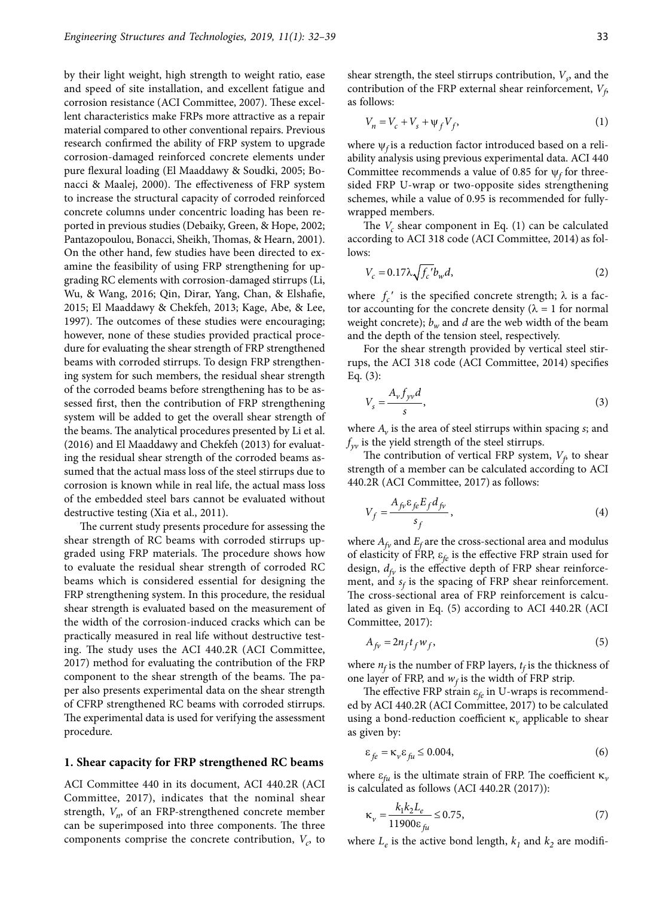by their light weight, high strength to weight ratio, ease and speed of site installation, and excellent fatigue and corrosion resistance (ACI Committee, 2007). These excellent characteristics make FRPs more attractive as a repair material compared to other conventional repairs. Previous research confirmed the ability of FRP system to upgrade corrosion-damaged reinforced concrete elements under pure flexural loading (El Maaddawy & Soudki, 2005; Bonacci & Maalej, 2000). The effectiveness of FRP system to increase the structural capacity of corroded reinforced concrete columns under concentric loading has been reported in previous studies (Debaiky, Green, & Hope, 2002; Pantazopoulou, Bonacci, Sheikh, Thomas, & Hearn, 2001). On the other hand, few studies have been directed to examine the feasibility of using FRP strengthening for upgrading RC elements with corrosion-damaged stirrups (Li, Wu, & Wang, 2016; Qin, Dirar, Yang, Chan, & Elshafie, 2015; El Maaddawy & Chekfeh, 2013; Kage, Abe, & Lee, 1997). The outcomes of these studies were encouraging; however, none of these studies provided practical procedure for evaluating the shear strength of FRP strengthened beams with corroded stirrups. To design FRP strengthening system for such members, the residual shear strength of the corroded beams before strengthening has to be assessed first, then the contribution of FRP strengthening system will be added to get the overall shear strength of the beams. The analytical procedures presented by Li et al. (2016) and El Maaddawy and Chekfeh (2013) for evaluating the residual shear strength of the corroded beams assumed that the actual mass loss of the steel stirrups due to corrosion is known while in real life, the actual mass loss of the embedded steel bars cannot be evaluated without destructive testing (Xia et al., 2011).

The current study presents procedure for assessing the shear strength of RC beams with corroded stirrups upgraded using FRP materials. The procedure shows how to evaluate the residual shear strength of corroded RC beams which is considered essential for designing the FRP strengthening system. In this procedure, the residual shear strength is evaluated based on the measurement of the width of the corrosion-induced cracks which can be practically measured in real life without destructive testing. The study uses the ACI 440.2R (ACI Committee, 2017) method for evaluating the contribution of the FRP component to the shear strength of the beams. The paper also presents experimental data on the shear strength of CFRP strengthened RC beams with corroded stirrups. The experimental data is used for verifying the assessment procedure.

## 1. Shear capacity for FRP strengthened RC beams

ACI Committee 440 in its document, ACI 440.2R (ACI Committee, 2017), indicates that the nominal shear strength, $V_n$, of an FRP-strengthened concrete member can be superimposed into three components. The three components comprise the concrete contribution, $V_c$, to shear strength, the steel stirrups contribution, $V_s$, and the contribution of the FRP external shear reinforcement, $V_f$, as follows:

$$V_n = V_c + V_s + \psi_f V_f, \tag{1}$$

where $\psi_f$ is a reduction factor introduced based on a reliability analysis using previous experimental data. ACI 440 Committee recommends a value of 0.85 for $\psi_f$ for three-sided FRP U-wrap or two-opposite sides strengthening schemes, while a value of 0.95 is recommended for fully-wrapped members.

The $V_c$ shear component in Eq. (1) can be calculated according to ACI 318 code (ACI Committee, 2014) as follows:

$$V_c = 0.17\lambda\sqrt{f_c{}'}b_w d, \tag{2}$$

where $f_c{}'$ is the specified concrete strength; $\lambda$ is a factor accounting for the concrete density ($\lambda = 1$ for normal weight concrete); $b_w$ and $d$ are the web width of the beam and the depth of the tension steel, respectively.

For the shear strength provided by vertical steel stirrups, the ACI 318 code (ACI Committee, 2014) specifies Eq. (3):

$$V_s = \frac{A_v f_{yv} d}{s}, \tag{3}$$

where $A_v$ is the area of steel stirrups within spacing $s$; and $f_{yv}$ is the yield strength of the steel stirrups.

The contribution of vertical FRP system, $V_f$, to shear strength of a member can be calculated according to ACI 440.2R (ACI Committee, 2017) as follows:

$$V_f = \frac{A_{fv}\varepsilon_{fe}E_f d_{fv}}{s_f}, \tag{4}$$

where $A_{fv}$ and $E_f$ are the cross-sectional area and modulus of elasticity of FRP, $\varepsilon_{fe}$ is the effective FRP strain used for design, $d_{fv}$ is the effective depth of FRP shear reinforcement, and $s_f$ is the spacing of FRP shear reinforcement. The cross-sectional area of FRP reinforcement is calculated as given in Eq. (5) according to ACI 440.2R (ACI Committee, 2017):

$$A_{fv} = 2n_f t_f w_f, \tag{5}$$

where $n_f$ is the number of FRP layers, $t_f$ is the thickness of one layer of FRP, and $w_f$ is the width of FRP strip.

The effective FRP strain $\varepsilon_{fe}$ in U-wraps is recommended by ACI 440.2R (ACI Committee, 2017) to be calculated using a bond-reduction coefficient $\kappa_v$ applicable to shear as given by:

$$\varepsilon_{fe} = \kappa_v \varepsilon_{fu} \le 0.004, \tag{6}$$

where $\varepsilon_{fu}$ is the ultimate strain of FRP. The coefficient $\kappa_v$ is calculated as follows (ACI 440.2R (2017)):

$$\kappa_v = \frac{k_1 k_2 L_e}{11900\varepsilon_{fu}} \le 0.75, \tag{7}$$

where $L_e$ is the active bond length, $k_1$ and $k_2$ are modifi-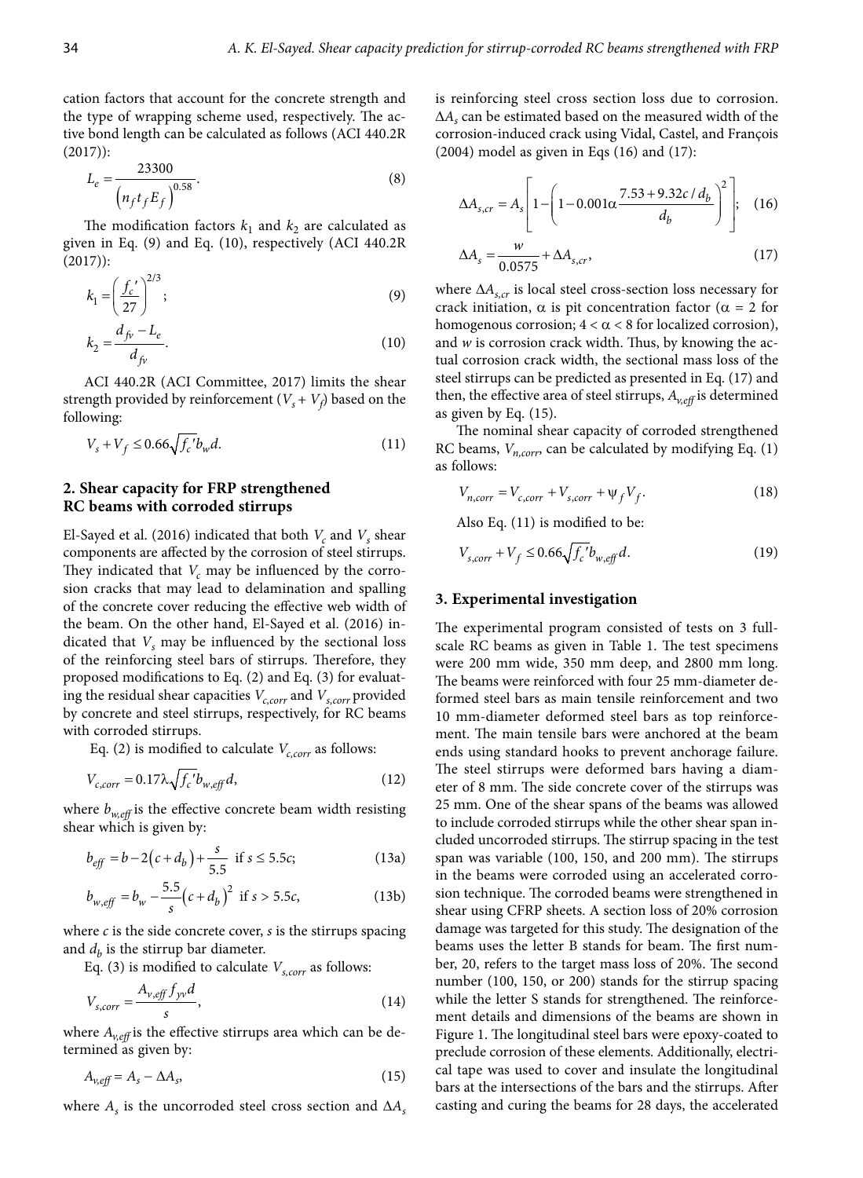cation factors that account for the concrete strength and the type of wrapping scheme used, respectively. The active bond length can be calculated as follows (ACI 440.2R (2017)):

$$L_e = \frac{23300}{\left(n_f t_f E_f\right)^{0.58}}. \tag{8}$$

The modification factors $k_1$ and $k_2$ are calculated as given in Eq. (9) and Eq. (10), respectively (ACI 440.2R (2017)):

$$k_1 = \left(\frac{f_c'}{27}\right)^{2/3}; \tag{9}$$

$$k_2 = \frac{d_{fv} - L_e}{d_{fv}}. \tag{10}$$

ACI 440.2R (ACI Committee, 2017) limits the shear strength provided by reinforcement ($V_s + V_f$) based on the following:

$$V_s + V_f \le 0.66\sqrt{f_c'} b_w d. \tag{11}$$

## 2. Shear capacity for FRP strengthened RC beams with corroded stirrups

El-Sayed et al. (2016) indicated that both $V_c$ and $V_s$ shear components are affected by the corrosion of steel stirrups. They indicated that $V_c$ may be influenced by the corrosion cracks that may lead to delamination and spalling of the concrete cover reducing the effective web width of the beam. On the other hand, El-Sayed et al. (2016) indicated that $V_s$ may be influenced by the sectional loss of the reinforcing steel bars of stirrups. Therefore, they proposed modifications to Eq. (2) and Eq. (3) for evaluating the residual shear capacities $V_{c,corr}$ and $V_{s,corr}$ provided by concrete and steel stirrups, respectively, for RC beams with corroded stirrups.

Eq. (2) is modified to calculate $V_{c,corr}$ as follows:

$$V_{c,corr} = 0.17\lambda\sqrt{f_c'} b_{w,eff} d, \tag{12}$$

where $b_{w,eff}$ is the effective concrete beam width resisting shear which is given by:

$$b_{eff} = b - 2\left(c + d_b\right) + \frac{s}{5.5} \;\; \text{if } s \le 5.5c; \tag{13a}$$

$$b_{w,eff} = b_w - \frac{5.5}{s}\left(c + d_b\right)^2 \;\; \text{if } s > 5.5c, \tag{13b}$$

where $c$ is the side concrete cover, $s$ is the stirrups spacing and $d_b$ is the stirrup bar diameter.

Eq. (3) is modified to calculate $V_{s,corr}$ as follows:

$$V_{s,corr} = \frac{A_{v,eff} f_{yv} d}{s}, \tag{14}$$

where $A_{v,eff}$ is the effective stirrups area which can be determined as given by:

$$A_{v,eff} = A_s - \Delta A_s, \tag{15}$$

where $A_s$ is the uncorroded steel cross section and $\Delta A_s$ is reinforcing steel cross section loss due to corrosion. $\Delta A_s$ can be estimated based on the measured width of the corrosion-induced crack using Vidal, Castel, and François (2004) model as given in Eqs (16) and (17):

$$\Delta A_{s,cr} = A_s\left[1 - \left(1 - 0.001\alpha\frac{7.53 + 9.32c/d_b}{d_b}\right)^2\right]; \tag{16}$$

$$\Delta A_s = \frac{w}{0.0575} + \Delta A_{s,cr}, \tag{17}$$

where $\Delta A_{s,cr}$ is local steel cross-section loss necessary for crack initiation, $\alpha$ is pit concentration factor ($\alpha = 2$ for homogenous corrosion; $4 < \alpha < 8$ for localized corrosion), and $w$ is corrosion crack width. Thus, by knowing the actual corrosion crack width, the sectional mass loss of the steel stirrups can be predicted as presented in Eq. (17) and then, the effective area of steel stirrups, $A_{v,eff}$ is determined as given by Eq. (15).

The nominal shear capacity of corroded strengthened RC beams, $V_{n,corr}$, can be calculated by modifying Eq. (1) as follows:

$$V_{n,corr} = V_{c,corr} + V_{s,corr} + \psi_f V_f. \tag{18}$$

Also Eq. (11) is modified to be:

$$V_{s,corr} + V_f \le 0.66\sqrt{f_c'} b_{w,eff} d. \tag{19}$$

## 3. Experimental investigation

The experimental program consisted of tests on 3 full-scale RC beams as given in Table 1. The test specimens were 200 mm wide, 350 mm deep, and 2800 mm long. The beams were reinforced with four 25 mm-diameter deformed steel bars as main tensile reinforcement and two 10 mm-diameter deformed steel bars as top reinforcement. The main tensile bars were anchored at the beam ends using standard hooks to prevent anchorage failure. The steel stirrups were deformed bars having a diameter of 8 mm. The side concrete cover of the stirrups was 25 mm. One of the shear spans of the beams was allowed to include corroded stirrups while the other shear span included uncorroded stirrups. The stirrup spacing in the test span was variable (100, 150, and 200 mm). The stirrups in the beams were corroded using an accelerated corrosion technique. The corroded beams were strengthened in shear using CFRP sheets. A section loss of 20% corrosion damage was targeted for this study. The designation of the beams uses the letter B stands for beam. The first number, 20, refers to the target mass loss of 20%. The second number (100, 150, or 200) stands for the stirrup spacing while the letter S stands for strengthened. The reinforcement details and dimensions of the beams are shown in Figure 1. The longitudinal steel bars were epoxy-coated to preclude corrosion of these elements. Additionally, electrical tape was used to cover and insulate the longitudinal bars at the intersections of the bars and the stirrups. After casting and curing the beams for 28 days, the accelerated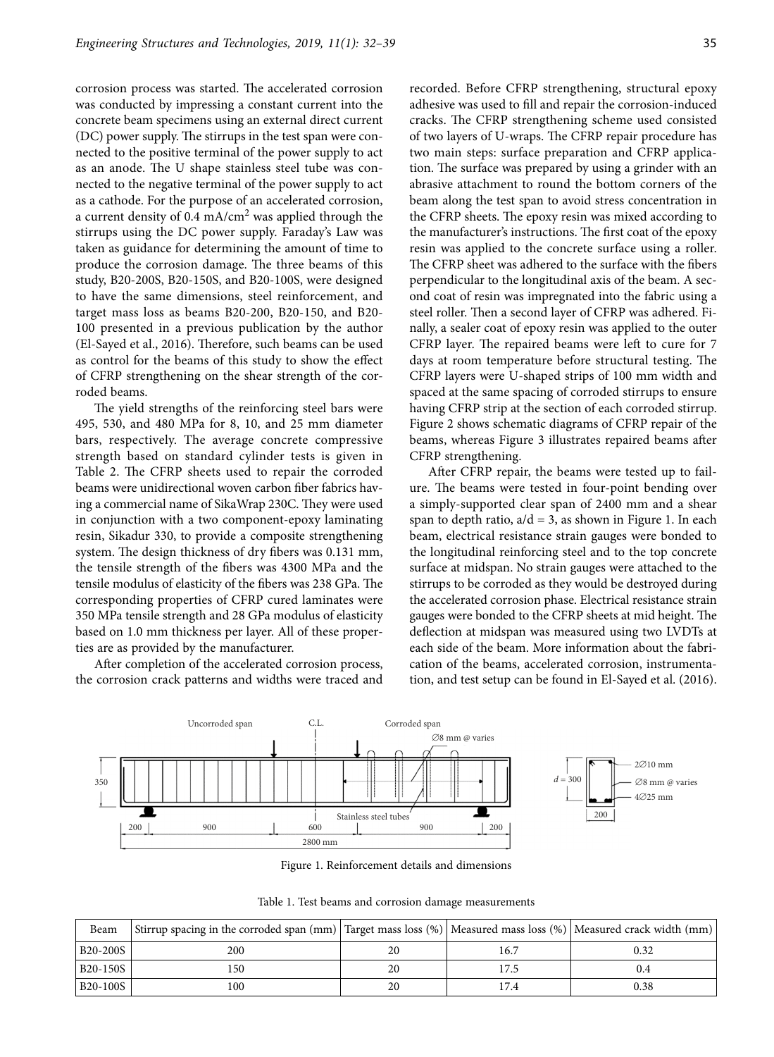corrosion process was started. The accelerated corrosion was conducted by impressing a constant current into the concrete beam specimens using an external direct current (DC) power supply. The stirrups in the test span were connected to the positive terminal of the power supply to act as an anode. The U shape stainless steel tube was connected to the negative terminal of the power supply to act as a cathode. For the purpose of an accelerated corrosion, a current density of 0.4 $mA/cm^2$ was applied through the stirrups using the DC power supply. Faraday's Law was taken as guidance for determining the amount of time to produce the corrosion damage. The three beams of this study, B20-200S, B20-150S, B20-100S, were designed to have the same dimensions, steel reinforcement, and target mass loss as beams B20-200, B20-150, and B20-100 presented in a previous publication by the author (El-Sayed et al., 2016). Therefore, such beams can be used as control for the beams of this study to show the effect of CFRP strengthening on the shear strength of the corroded beams.

The yield strengths of the reinforcing steel bars were 495, 530, and 480 MPa for 8, 10, and 25 mm diameter bars, respectively. The average concrete compressive strength based on standard cylinder tests is given in Table 2. The CFRP sheets used to repair the corroded beams were unidirectional woven carbon fiber fabrics having a commercial name of SikaWrap 230C. They were used in conjunction with a two component-epoxy laminating resin, Sikadur 330, to provide a composite strengthening system. The design thickness of dry fibers was 0.131 mm, the tensile strength of the fibers was 4300 MPa and the tensile modulus of elasticity of the fibers was 238 GPa. The corresponding properties of CFRP cured laminates were 350 MPa tensile strength and 28 GPa modulus of elasticity based on 1.0 mm thickness per layer. All of these properties are as provided by the manufacturer.

After completion of the accelerated corrosion process, the corrosion crack patterns and widths were traced and recorded. Before CFRP strengthening, structural epoxy adhesive was used to fill and repair the corrosion-induced cracks. The CFRP strengthening scheme used consisted of two layers of U-wraps. The CFRP repair procedure has two main steps: surface preparation and CFRP application. The surface was prepared by using a grinder with an abrasive attachment to round the bottom corners of the beam along the test span to avoid stress concentration in the CFRP sheets. The epoxy resin was mixed according to the manufacturer's instructions. The first coat of the epoxy resin was applied to the concrete surface using a roller. The CFRP sheet was adhered to the surface with the fibers perpendicular to the longitudinal axis of the beam. A second coat of resin was impregnated into the fabric using a steel roller. Then a second layer of CFRP was adhered. Finally, a sealer coat of epoxy resin was applied to the outer CFRP layer. The repaired beams were left to cure for 7 days at room temperature before structural testing. The CFRP layers were U-shaped strips of 100 mm width and spaced at the same spacing of corroded stirrups to ensure having CFRP strip at the section of each corroded stirrup. Figure 2 shows schematic diagrams of CFRP repair of the beams, whereas Figure 3 illustrates repaired beams after CFRP strengthening.

After CFRP repair, the beams were tested up to failure. The beams were tested in four-point bending over a simply-supported clear span of 2400 mm and a shear span to depth ratio, $a/d = 3$, as shown in Figure 1. In each beam, electrical resistance strain gauges were bonded to the longitudinal reinforcing steel and to the top concrete surface at midspan. No strain gauges were attached to the stirrups to be corroded as they would be destroyed during the accelerated corrosion phase. Electrical resistance strain gauges were bonded to the CFRP sheets at mid height. The deflection at midspan was measured using two LVDTs at each side of the beam. More information about the fabrication of the beams, accelerated corrosion, instrumentation, and test setup can be found in El-Sayed et al. (2016).

Figure 1. Reinforcement details and dimensions

Table 1. Test beams and corrosion damage measurements

| Beam | Stirrup spacing in the corroded span (mm) | Target mass loss (%) | Measured mass loss (%) | Measured crack width (mm) |
|---|---|---|---|---|
| B20-200S | 200 | 20 | 16.7 | 0.32 |
| B20-150S | 150 | 20 | 17.5 | 0.4 |
| B20-100S | 100 | 20 | 17.4 | 0.38 |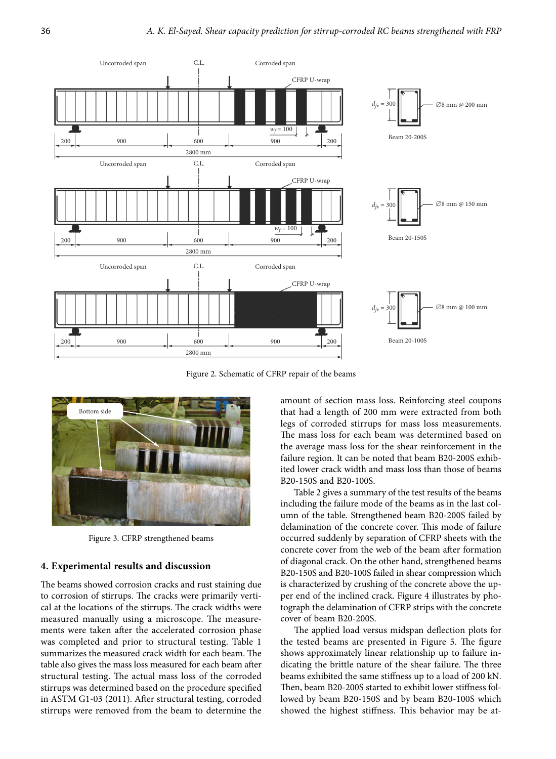Figure 2. Schematic of CFRP repair of the beams

Figure 3. CFRP strengthened beams

## 4. Experimental results and discussion

The beams showed corrosion cracks and rust staining due to corrosion of stirrups. The cracks were primarily vertical at the locations of the stirrups. The crack widths were measured manually using a microscope. The measurements were taken after the accelerated corrosion phase was completed and prior to structural testing. Table 1 summarizes the measured crack width for each beam. The table also gives the mass loss measured for each beam after structural testing. The actual mass loss of the corroded stirrups was determined based on the procedure specified in ASTM G1-03 (2011). After structural testing, corroded stirrups were removed from the beam to determine the amount of section mass loss. Reinforcing steel coupons that had a length of 200 mm were extracted from both legs of corroded stirrups for mass loss measurements. The mass loss for each beam was determined based on the average mass loss for the shear reinforcement in the failure region. It can be noted that beam B20-200S exhibited lower crack width and mass loss than those of beams B20-150S and B20-100S.

Table 2 gives a summary of the test results of the beams including the failure mode of the beams as in the last column of the table. Strengthened beam B20-200S failed by delamination of the concrete cover. This mode of failure occurred suddenly by separation of CFRP sheets with the concrete cover from the web of the beam after formation of diagonal crack. On the other hand, strengthened beams B20-150S and B20-100S failed in shear compression which is characterized by crushing of the concrete above the upper end of the inclined crack. Figure 4 illustrates by photograph the delamination of CFRP strips with the concrete cover of beam B20-200S.

The applied load versus midspan deflection plots for the tested beams are presented in Figure 5. The figure shows approximately linear relationship up to failure indicating the brittle nature of the shear failure. The three beams exhibited the same stiffness up to a load of 200 kN. Then, beam B20-200S started to exhibit lower stiffness followed by beam B20-150S and by beam B20-100S which showed the highest stiffness. This behavior may be at-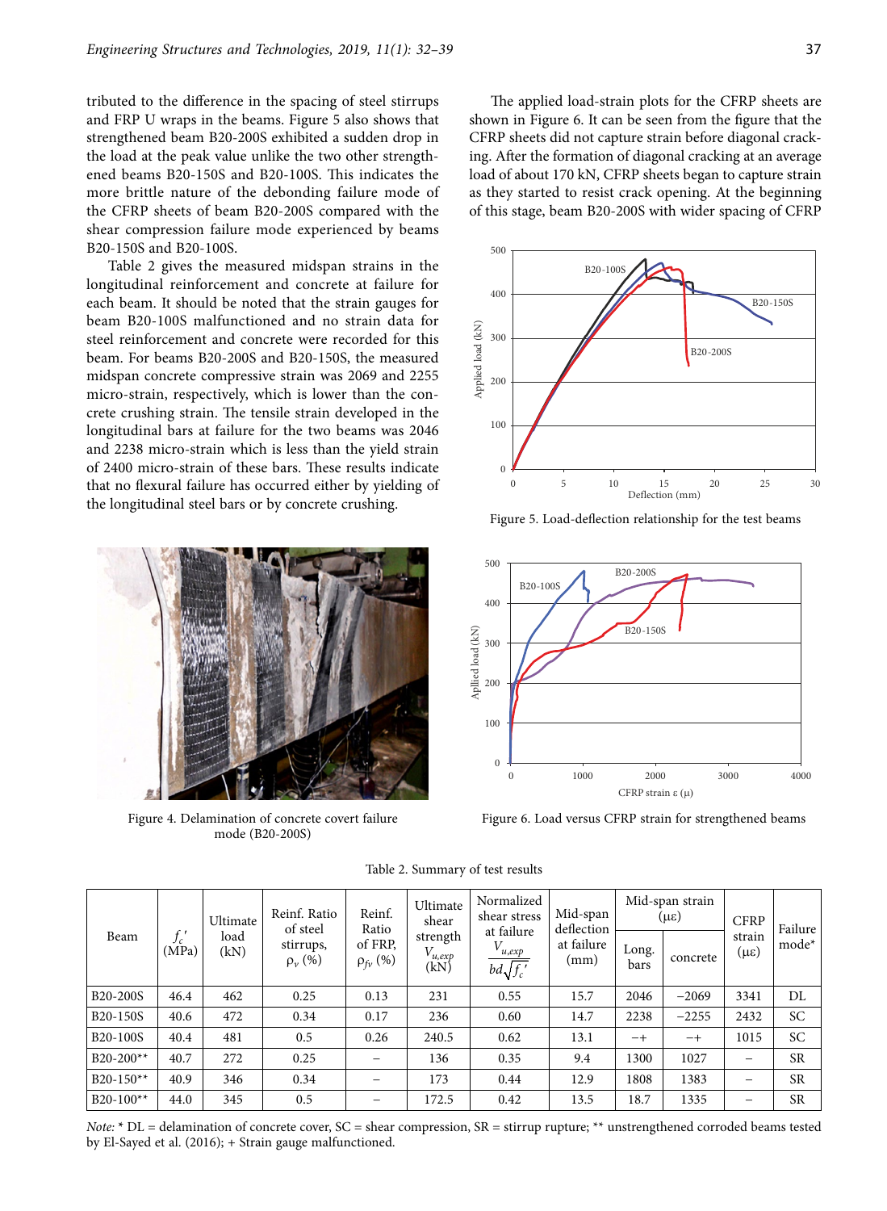tributed to the difference in the spacing of steel stirrups and FRP U wraps in the beams. Figure 5 also shows that strengthened beam B20-200S exhibited a sudden drop in the load at the peak value unlike the two other strengthened beams B20-150S and B20-100S. This indicates the more brittle nature of the debonding failure mode of the CFRP sheets of beam B20-200S compared with the shear compression failure mode experienced by beams B20-150S and B20-100S.

Table 2 gives the measured midspan strains in the longitudinal reinforcement and concrete at failure for each beam. It should be noted that the strain gauges for beam B20-100S malfunctioned and no strain data for steel reinforcement and concrete were recorded for this beam. For beams B20-200S and B20-150S, the measured midspan concrete compressive strain was 2069 and 2255 micro-strain, respectively, which is lower than the concrete crushing strain. The tensile strain developed in the longitudinal bars at failure for the two beams was 2046 and 2238 micro-strain which is less than the yield strain of 2400 micro-strain of these bars. These results indicate that no flexural failure has occurred either by yielding of the longitudinal steel bars or by concrete crushing.

Figure 4. Delamination of concrete covert failure mode (B20-200S)

The applied load-strain plots for the CFRP sheets are shown in Figure 6. It can be seen from the figure that the CFRP sheets did not capture strain before diagonal cracking. After the formation of diagonal cracking at an average load of about 170 kN, CFRP sheets began to capture strain as they started to resist crack opening. At the beginning of this stage, beam B20-200S with wider spacing of CFRP

Figure 5. Load-deflection relationship for the test beams

Figure 6. Load versus CFRP strain for strengthened beams

Table 2. Summary of test results

| Beam | $f_c'$ (MPa) | Ultimate load (kN) | Reinf. Ratio of steel stirrups, $\rho_v$ (%) | Reinf. Ratio of FRP, $\rho_{fv}$ (%) | Ultimate shear strength $V_{u,exp}$ (kN) | Normalized shear stress at failure $\frac{V_{u,exp}}{bd\sqrt{f_c'}}$ | Mid-span deflection at failure (mm) | Mid-span strain (με) | | CFRP strain (με) | Failure mode* |
|---|---|---|---|---|---|---|---|---|---|---|---|
| | | | | | | | | Long. bars | concrete | | |
| B20-200S | 46.4 | 462 | 0.25 | 0.13 | 231 | 0.55 | 15.7 | 2046 | −2069 | 3341 | DL |
| B20-150S | 40.6 | 472 | 0.34 | 0.17 | 236 | 0.60 | 14.7 | 2238 | −2255 | 2432 | SC |
| B20-100S | 40.4 | 481 | 0.5 | 0.26 | 240.5 | 0.62 | 13.1 | −+ | −+ | 1015 | SC |
| B20-200** | 40.7 | 272 | 0.25 | – | 136 | 0.35 | 9.4 | 1300 | 1027 | – | SR |
| B20-150** | 40.9 | 346 | 0.34 | – | 173 | 0.44 | 12.9 | 1808 | 1383 | – | SR |
| B20-100** | 44.0 | 345 | 0.5 | – | 172.5 | 0.42 | 13.5 | 18.7 | 1335 | – | SR |

*Note:* * DL = delamination of concrete cover, SC = shear compression, SR = stirrup rupture; ** unstrengthened corroded beams tested by El-Sayed et al. (2016); + Strain gauge malfunctioned.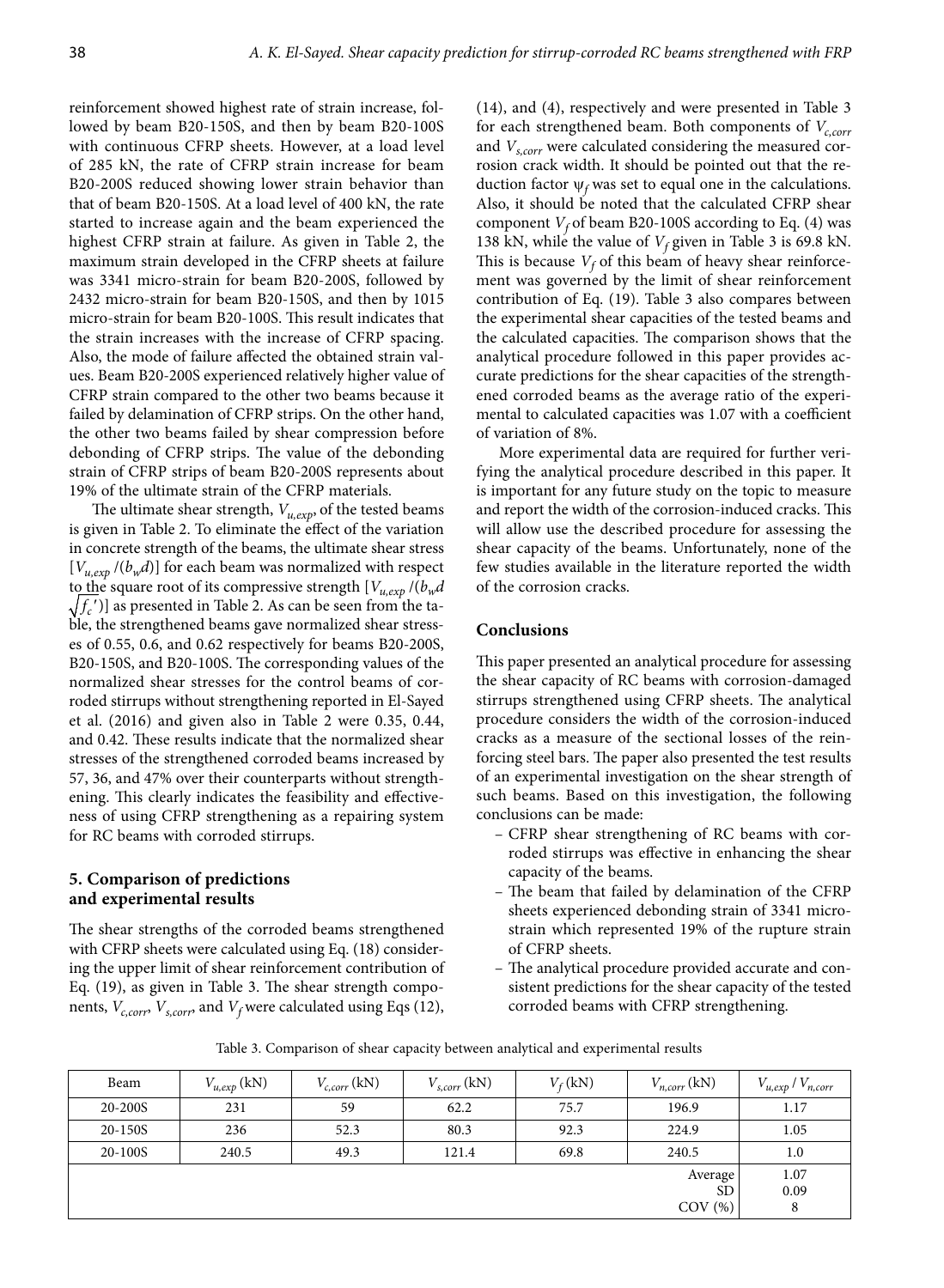reinforcement showed highest rate of strain increase, followed by beam B20-150S, and then by beam B20-100S with continuous CFRP sheets. However, at a load level of 285 kN, the rate of CFRP strain increase for beam B20-200S reduced showing lower strain behavior than that of beam B20-150S. At a load level of 400 kN, the rate started to increase again and the beam experienced the highest CFRP strain at failure. As given in Table 2, the maximum strain developed in the CFRP sheets at failure was 3341 micro-strain for beam B20-200S, followed by 2432 micro-strain for beam B20-150S, and then by 1015 micro-strain for beam B20-100S. This result indicates that the strain increases with the increase of CFRP spacing. Also, the mode of failure affected the obtained strain values. Beam B20-200S experienced relatively higher value of CFRP strain compared to the other two beams because it failed by delamination of CFRP strips. On the other hand, the other two beams failed by shear compression before debonding of CFRP strips. The value of the debonding strain of CFRP strips of beam B20-200S represents about 19% of the ultimate strain of the CFRP materials.

The ultimate shear strength, $V_{u,exp}$, of the tested beams is given in Table 2. To eliminate the effect of the variation in concrete strength of the beams, the ultimate shear stress $[V_{u,exp}/(b_w d)]$ for each beam was normalized with respect to the square root of its compressive strength $[V_{u,exp}/(b_w d\sqrt{f_c'})]$ as presented in Table 2. As can be seen from the table, the strengthened beams gave normalized shear stresses of 0.55, 0.6, and 0.62 respectively for beams B20-200S, B20-150S, and B20-100S. The corresponding values of the normalized shear stresses for the control beams of corroded stirrups without strengthening reported in El-Sayed et al. (2016) and given also in Table 2 were 0.35, 0.44, and 0.42. These results indicate that the normalized shear stresses of the strengthened corroded beams increased by 57, 36, and 47% over their counterparts without strengthening. This clearly indicates the feasibility and effectiveness of using CFRP strengthening as a repairing system for RC beams with corroded stirrups.

## 5. Comparison of predictions and experimental results

The shear strengths of the corroded beams strengthened with CFRP sheets were calculated using Eq. (18) considering the upper limit of shear reinforcement contribution of Eq. (19), as given in Table 3. The shear strength components, $V_{c,corr}$, $V_{s,corr}$, and $V_f$ were calculated using Eqs (12), (14), and (4), respectively and were presented in Table 3 for each strengthened beam. Both components of $V_{c,corr}$ and $V_{s,corr}$ were calculated considering the measured corrosion crack width. It should be pointed out that the reduction factor $\psi_f$ was set to equal one in the calculations. Also, it should be noted that the calculated CFRP shear component $V_f$ of beam B20-100S according to Eq. (4) was 138 kN, while the value of $V_f$ given in Table 3 is 69.8 kN. This is because $V_f$ of this beam of heavy shear reinforcement was governed by the limit of shear reinforcement contribution of Eq. (19). Table 3 also compares between the experimental shear capacities of the tested beams and the calculated capacities. The comparison shows that the analytical procedure followed in this paper provides accurate predictions for the shear capacities of the strengthened corroded beams as the average ratio of the experimental to calculated capacities was 1.07 with a coefficient of variation of 8%.

More experimental data are required for further verifying the analytical procedure described in this paper. It is important for any future study on the topic to measure and report the width of the corrosion-induced cracks. This will allow use the described procedure for assessing the shear capacity of the beams. Unfortunately, none of the few studies available in the literature reported the width of the corrosion cracks.

## Conclusions

This paper presented an analytical procedure for assessing the shear capacity of RC beams with corrosion-damaged stirrups strengthened using CFRP sheets. The analytical procedure considers the width of the corrosion-induced cracks as a measure of the sectional losses of the reinforcing steel bars. The paper also presented the test results of an experimental investigation on the shear strength of such beams. Based on this investigation, the following conclusions can be made:

- CFRP shear strengthening of RC beams with corroded stirrups was effective in enhancing the shear capacity of the beams.
- The beam that failed by delamination of the CFRP sheets experienced debonding strain of 3341 microstrain which represented 19% of the rupture strain of CFRP sheets.
- The analytical procedure provided accurate and consistent predictions for the shear capacity of the tested corroded beams with CFRP strengthening.

Table 3. Comparison of shear capacity between analytical and experimental results

| Beam | $V_{u,exp}$ (kN) | $V_{c,corr}$ (kN) | $V_{s,corr}$ (kN) | $V_f$ (kN) | $V_{n,corr}$ (kN) | $V_{u,exp}$ / $V_{n,corr}$ |
|---|---|---|---|---|---|---|
| 20-200S | 231 | 59 | 62.2 | 75.7 | 196.9 | 1.17 |
| 20-150S | 236 | 52.3 | 80.3 | 92.3 | 224.9 | 1.05 |
| 20-100S | 240.5 | 49.3 | 121.4 | 69.8 | 240.5 | 1.0 |
| | | | | | Average | 1.07 |
| | | | | | SD | 0.09 |
| | | | | | COV (%) | 8 |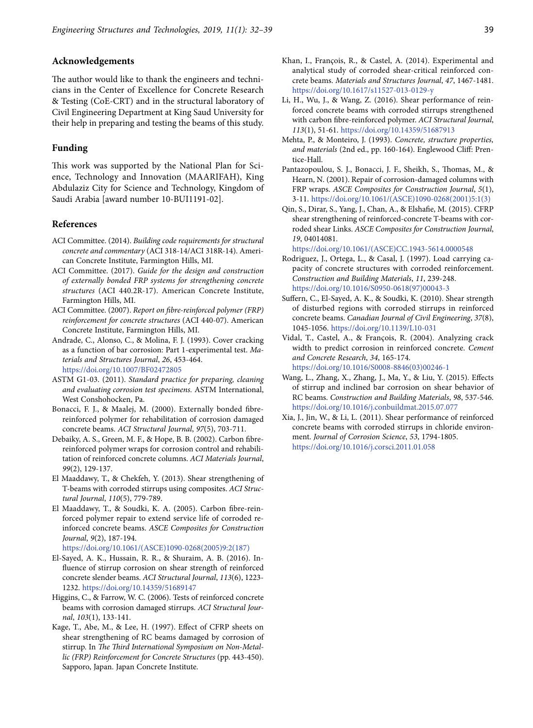## Acknowledgements

The author would like to thank the engineers and technicians in the Center of Excellence for Concrete Research & Testing (CoE-CRT) and in the structural laboratory of Civil Engineering Department at King Saud University for their help in preparing and testing the beams of this study.

## Funding

This work was supported by the National Plan for Science, Technology and Innovation (MAARIFAH), King Abdulaziz City for Science and Technology, Kingdom of Saudi Arabia [award number 10-BUI1191-02].

## References

ACI Committee. (2014). *Building code requirements for structural concrete and commentary* (ACI 318-14/ACI 318R-14). American Concrete Institute, Farmington Hills, MI.

ACI Committee. (2017). *Guide for the design and construction of externally bonded FRP systems for strengthening concrete structures* (ACI 440.2R-17). American Concrete Institute, Farmington Hills, MI.

ACI Committee. (2007). *Report on fibre-reinforced polymer (FRP) reinforcement for concrete structures* (ACI 440-07). American Concrete Institute, Farmington Hills, MI.

Andrade, C., Alonso, C., & Molina, F. J. (1993). Cover cracking as a function of bar corrosion: Part 1-experimental test. *Materials and Structures Journal*, *26*, 453-464. https://doi.org/10.1007/BF02472805

ASTM G1-03. (2011). *Standard practice for preparing, cleaning and evaluating corrosion test specimens.* ASTM International, West Conshohocken, Pa.

Bonacci, F. J., & Maalej, M. (2000). Externally bonded fibre-reinforced polymer for rehabilitation of corrosion damaged concrete beams. *ACI Structural Journal*, *97*(5), 703-711.

Debaiky, A. S., Green, M. F., & Hope, B. B. (2002). Carbon fibre-reinforced polymer wraps for corrosion control and rehabilitation of reinforced concrete columns. *ACI Materials Journal*, *99*(2), 129-137.

El Maaddawy, T., & Chekfeh, Y. (2013). Shear strengthening of T-beams with corroded stirrups using composites. *ACI Structural Journal*, *110*(5), 779-789.

El Maaddawy, T., & Soudki, K. A. (2005). Carbon fibre-reinforced polymer repair to extend service life of corroded reinforced concrete beams. *ASCE Composites for Construction Journal*, *9*(2), 187-194. https://doi.org/10.1061/(ASCE)1090-0268(2005)9:2(187)

El-Sayed, A. K., Hussain, R. R., & Shuraim, A. B. (2016). Influence of stirrup corrosion on shear strength of reinforced concrete slender beams. *ACI Structural Journal*, *113*(6), 1223-1232. https://doi.org/10.14359/51689147

Higgins, C., & Farrow, W. C. (2006). Tests of reinforced concrete beams with corrosion damaged stirrups. *ACI Structural Journal*, *103*(1), 133-141.

Kage, T., Abe, M., & Lee, H. (1997). Effect of CFRP sheets on shear strengthening of RC beams damaged by corrosion of stirrup. In *The Third International Symposium on Non-Metallic (FRP) Reinforcement for Concrete Structures* (pp. 443-450). Sapporo, Japan. Japan Concrete Institute.

Khan, I., François, R., & Castel, A. (2014). Experimental and analytical study of corroded shear-critical reinforced concrete beams. *Materials and Structures Journal*, *47*, 1467-1481. https://doi.org/10.1617/s11527-013-0129-y

Li, H., Wu, J., & Wang, Z. (2016). Shear performance of reinforced concrete beams with corroded stirrups strengthened with carbon fibre-reinforced polymer. *ACI Structural Journal*, *113*(1), 51-61. https://doi.org/10.14359/51687913

Mehta, P., & Monteiro, J. (1993). *Concrete, structure properties, and materials* (2nd ed., pp. 160-164). Englewood Cliff: Prentice-Hall.

Pantazopoulou, S. J., Bonacci, J. F., Sheikh, S., Thomas, M., & Hearn, N. (2001). Repair of corrosion-damaged columns with FRP wraps. *ASCE Composites for Construction Journal*, *5*(1), 3-11. https://doi.org/10.1061/(ASCE)1090-0268(2001)5:1(3)

Qin, S., Dirar, S., Yang, J., Chan, A., & Elshafie, M. (2015). CFRP shear strengthening of reinforced-concrete T-beams with corroded shear Links. *ASCE Composites for Construction Journal*, *19*, 04014081. https://doi.org/10.1061/(ASCE)CC.1943-5614.0000548

Rodriguez, J., Ortega, L., & Casal, J. (1997). Load carrying capacity of concrete structures with corroded reinforcement. *Construction and Building Materials*, *11*, 239-248. https://doi.org/10.1016/S0950-0618(97)00043-3

Suffern, C., El-Sayed, A. K., & Soudki, K. (2010). Shear strength of disturbed regions with corroded stirrups in reinforced concrete beams. *Canadian Journal of Civil Engineering*, *37*(8), 1045-1056. https://doi.org/10.1139/L10-031

Vidal, T., Castel, A., & François, R. (2004). Analyzing crack width to predict corrosion in reinforced concrete. *Cement and Concrete Research*, *34*, 165-174. https://doi.org/10.1016/S0008-8846(03)00246-1

Wang, L., Zhang, X., Zhang, J., Ma, Y., & Liu, Y. (2015). Effects of stirrup and inclined bar corrosion on shear behavior of RC beams. *Construction and Building Materials*, *98*, 537-546. https://doi.org/10.1016/j.conbuildmat.2015.07.077

Xia, J., Jin, W., & Li, L. (2011). Shear performance of reinforced concrete beams with corroded stirrups in chloride environment. *Journal of Corrosion Science*, *53*, 1794-1805. https://doi.org/10.1016/j.corsci.2011.01.058